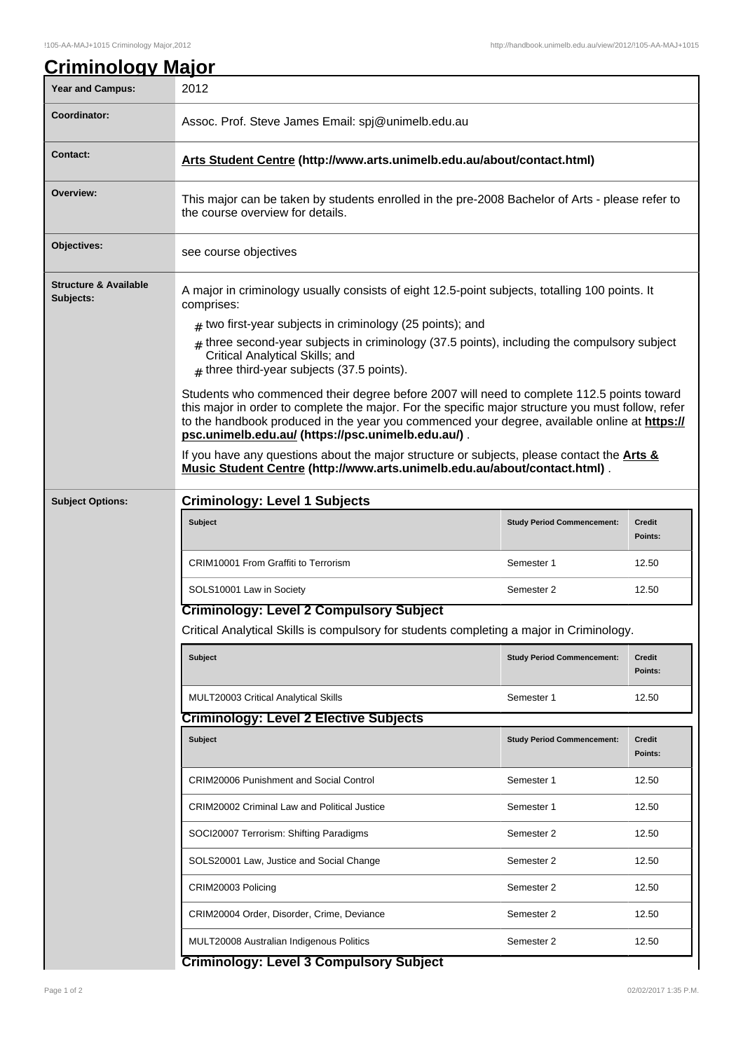# Criminology Major

| Year and Campus: | 2012 |
| --- | --- |
| Coordinator: | Assoc. Prof. Steve James Email: spj@unimelb.edu.au |
| Contact: | **Arts Student Centre (http://www.arts.unimelb.edu.au/about/contact.html)** |
| Overview: | This major can be taken by students enrolled in the pre-2008 Bachelor of Arts - please refer to the course overview for details. |
| Objectives: | see course objectives |

**Structure & Available Subjects:**

A major in criminology usually consists of eight 12.5-point subjects, totalling 100 points. It comprises:

- two first-year subjects in criminology (25 points); and
- three second-year subjects in criminology (37.5 points), including the compulsory subject Critical Analytical Skills; and
- three third-year subjects (37.5 points).

Students who commenced their degree before 2007 will need to complete 112.5 points toward this major in order to complete the major. For the specific major structure you must follow, refer to the handbook produced in the year you commenced your degree, available online at **https://psc.unimelb.edu.au/ (https://psc.unimelb.edu.au/)** .

If you have any questions about the major structure or subjects, please contact the **Arts & Music Student Centre (http://www.arts.unimelb.edu.au/about/contact.html)** .

**Subject Options:**

### Criminology: Level 1 Subjects

| Subject | Study Period Commencement: | Credit Points: |
| --- | --- | --- |
| CRIM10001 From Graffiti to Terrorism | Semester 1 | 12.50 |
| SOLS10001 Law in Society | Semester 2 | 12.50 |

### Criminology: Level 2 Compulsory Subject

Critical Analytical Skills is compulsory for students completing a major in Criminology.

| Subject | Study Period Commencement: | Credit Points: |
| --- | --- | --- |
| MULT20003 Critical Analytical Skills | Semester 1 | 12.50 |

### Criminology: Level 2 Elective Subjects

| Subject | Study Period Commencement: | Credit Points: |
| --- | --- | --- |
| CRIM20006 Punishment and Social Control | Semester 1 | 12.50 |
| CRIM20002 Criminal Law and Political Justice | Semester 1 | 12.50 |
| SOCI20007 Terrorism: Shifting Paradigms | Semester 2 | 12.50 |
| SOLS20001 Law, Justice and Social Change | Semester 2 | 12.50 |
| CRIM20003 Policing | Semester 2 | 12.50 |
| CRIM20004 Order, Disorder, Crime, Deviance | Semester 2 | 12.50 |
| MULT20008 Australian Indigenous Politics | Semester 2 | 12.50 |

### Criminology: Level 3 Compulsory Subject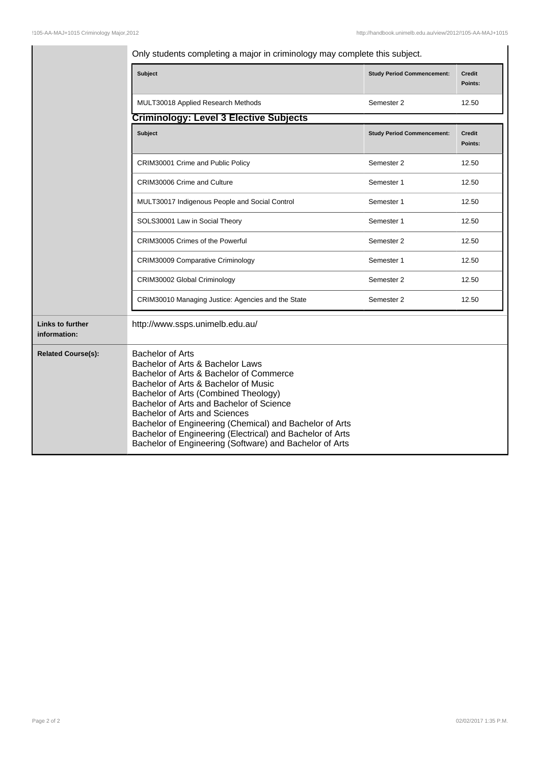Only students completing a major in criminology may complete this subject.

| Subject | Study Period Commencement: | Credit Points: |
|---|---|---|
| MULT30018 Applied Research Methods | Semester 2 | 12.50 |

### Criminology: Level 3 Elective Subjects

| Subject | Study Period Commencement: | Credit Points: |
|---|---|---|
| CRIM30001 Crime and Public Policy | Semester 2 | 12.50 |
| CRIM30006 Crime and Culture | Semester 1 | 12.50 |
| MULT30017 Indigenous People and Social Control | Semester 1 | 12.50 |
| SOLS30001 Law in Social Theory | Semester 1 | 12.50 |
| CRIM30005 Crimes of the Powerful | Semester 2 | 12.50 |
| CRIM30009 Comparative Criminology | Semester 1 | 12.50 |
| CRIM30002 Global Criminology | Semester 2 | 12.50 |
| CRIM30010 Managing Justice: Agencies and the State | Semester 2 | 12.50 |

**Links to further information:** http://www.ssps.unimelb.edu.au/

**Related Course(s):**

Bachelor of Arts
Bachelor of Arts & Bachelor Laws
Bachelor of Arts & Bachelor of Commerce
Bachelor of Arts & Bachelor of Music
Bachelor of Arts (Combined Theology)
Bachelor of Arts and Bachelor of Science
Bachelor of Arts and Sciences
Bachelor of Engineering (Chemical) and Bachelor of Arts
Bachelor of Engineering (Electrical) and Bachelor of Arts
Bachelor of Engineering (Software) and Bachelor of Arts